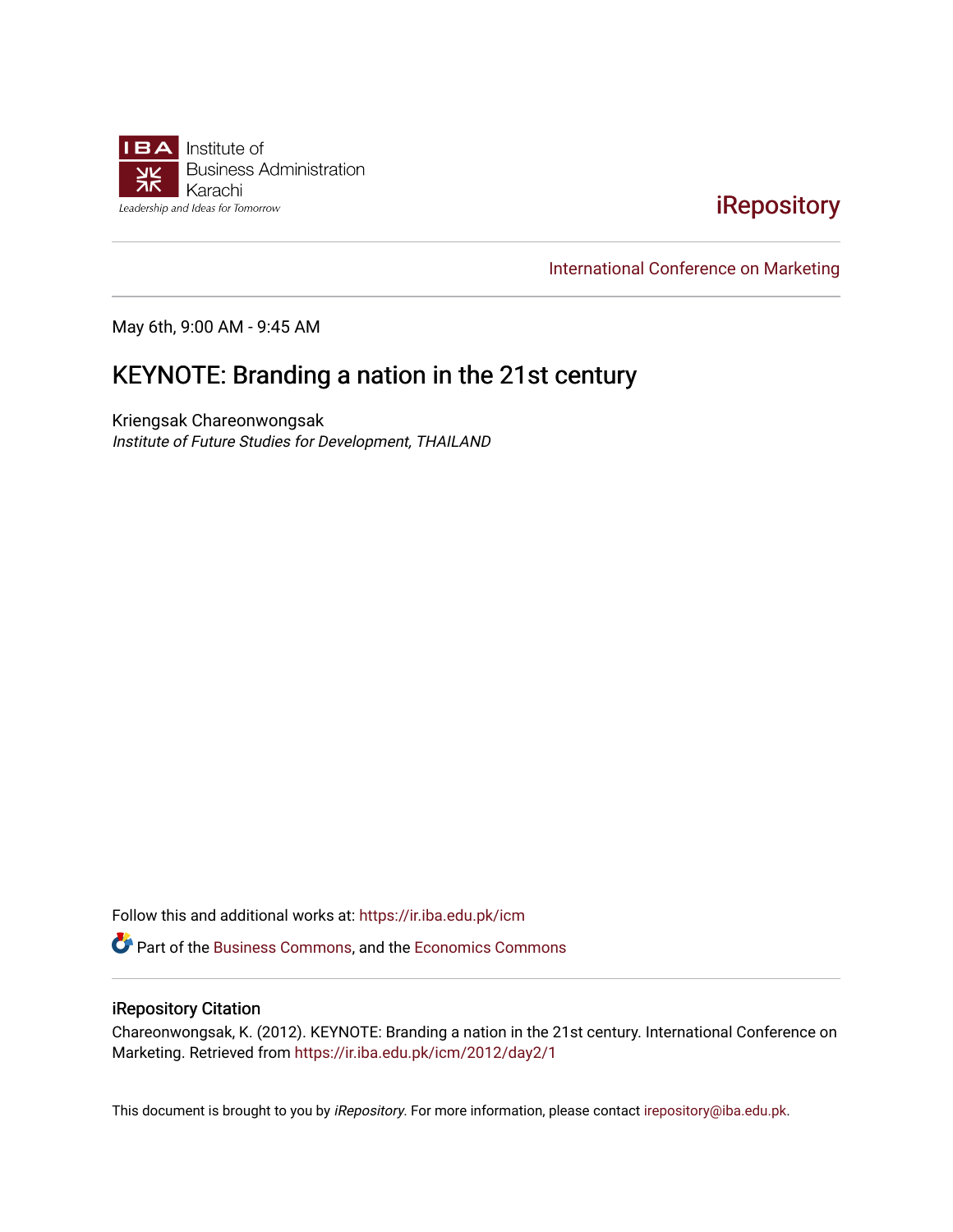Institute of Business Administration Karachi

Leadership and Ideas for Tomorrow

iRepository

International Conference on Marketing

May 6th, 9:00 AM - 9:45 AM

# KEYNOTE: Branding a nation in the 21st century

Kriengsak Chareonwongsak

*Institute of Future Studies for Development, THAILAND*

Follow this and additional works at: https://ir.iba.edu.pk/icm

Part of the Business Commons, and the Economics Commons

## iRepository Citation

Chareonwongsak, K. (2012). KEYNOTE: Branding a nation in the 21st century. International Conference on Marketing. Retrieved from https://ir.iba.edu.pk/icm/2012/day2/1

This document is brought to you by *iRepository*. For more information, please contact irepository@iba.edu.pk.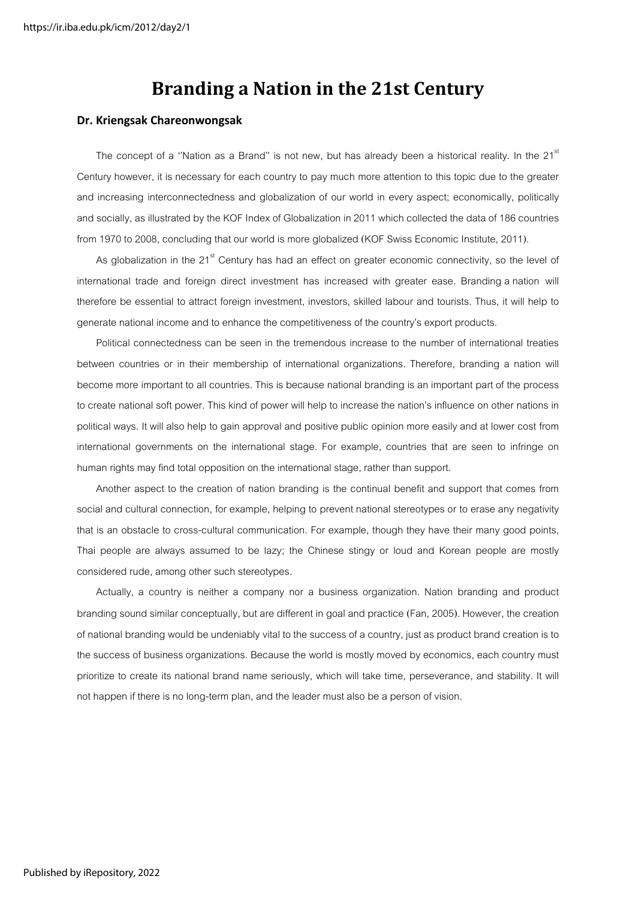# Branding a Nation in the 21st Century

**Dr. Kriengsak Chareonwongsak**

The concept of a ''Nation as a Brand'' is not new, but has already been a historical reality. In the 21st Century however, it is necessary for each country to pay much more attention to this topic due to the greater and increasing interconnectedness and globalization of our world in every aspect; economically, politically and socially, as illustrated by the KOF Index of Globalization in 2011 which collected the data of 186 countries from 1970 to 2008, concluding that our world is more globalized (KOF Swiss Economic Institute, 2011).

As globalization in the 21st Century has had an effect on greater economic connectivity, so the level of international trade and foreign direct investment has increased with greater ease. Branding a nation will therefore be essential to attract foreign investment, investors, skilled labour and tourists. Thus, it will help to generate national income and to enhance the competitiveness of the country's export products.

Political connectedness can be seen in the tremendous increase to the number of international treaties between countries or in their membership of international organizations. Therefore, branding a nation will become more important to all countries. This is because national branding is an important part of the process to create national soft power. This kind of power will help to increase the nation's influence on other nations in political ways. It will also help to gain approval and positive public opinion more easily and at lower cost from international governments on the international stage. For example, countries that are seen to infringe on human rights may find total opposition on the international stage, rather than support.

Another aspect to the creation of nation branding is the continual benefit and support that comes from social and cultural connection, for example, helping to prevent national stereotypes or to erase any negativity that is an obstacle to cross-cultural communication. For example, though they have their many good points, Thai people are always assumed to be lazy; the Chinese stingy or loud and Korean people are mostly considered rude, among other such stereotypes.

Actually, a country is neither a company nor a business organization. Nation branding and product branding sound similar conceptually, but are different in goal and practice (Fan, 2005). However, the creation of national branding would be undeniably vital to the success of a country, just as product brand creation is to the success of business organizations. Because the world is mostly moved by economics, each country must prioritize to create its national brand name seriously, which will take time, perseverance, and stability. It will not happen if there is no long-term plan, and the leader must also be a person of vision.